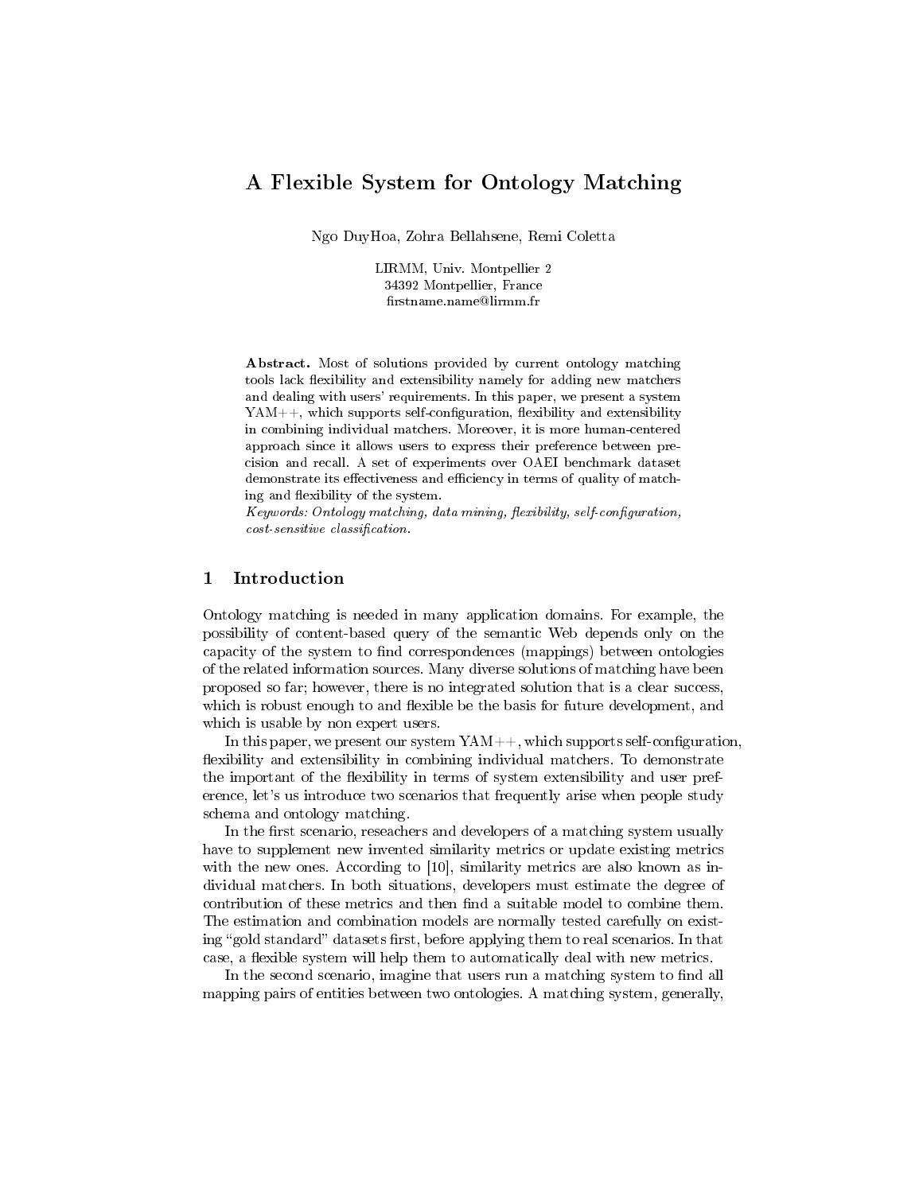# A Flexible System for Ontology Matching

Ngo DuyHoa, Zohra Bellahsene, Remi Coletta

LIRMM, Univ. Montpellier 2
34392 Montpellier, France
firstname.name@lirmm.fr

**Abstract.** Most of solutions provided by current ontology matching tools lack flexibility and extensibility namely for adding new matchers and dealing with users' requirements. In this paper, we present a system YAM++, which supports self-configuration, flexibility and extensibility in combining individual matchers. Moreover, it is more human-centered approach since it allows users to express their preference between precision and recall. A set of experiments over OAEI benchmark dataset demonstrate its effectiveness and efficiency in terms of quality of matching and flexibility of the system.

*Keywords: Ontology matching, data mining, flexibility, self-configuration, cost-sensitive classification.*

## 1 Introduction

Ontology matching is needed in many application domains. For example, the possibility of content-based query of the semantic Web depends only on the capacity of the system to find correspondences (mappings) between ontologies of the related information sources. Many diverse solutions of matching have been proposed so far; however, there is no integrated solution that is a clear success, which is robust enough to and flexible be the basis for future development, and which is usable by non expert users.

In this paper, we present our system YAM++, which supports self-configuration, flexibility and extensibility in combining individual matchers. To demonstrate the important of the flexibility in terms of system extensibility and user preference, let's us introduce two scenarios that frequently arise when people study schema and ontology matching.

In the first scenario, reseachers and developers of a matching system usually have to supplement new invented similarity metrics or update existing metrics with the new ones. According to [10], similarity metrics are also known as individual matchers. In both situations, developers must estimate the degree of contribution of these metrics and then find a suitable model to combine them. The estimation and combination models are normally tested carefully on existing "gold standard" datasets first, before applying them to real scenarios. In that case, a flexible system will help them to automatically deal with new metrics.

In the second scenario, imagine that users run a matching system to find all mapping pairs of entities between two ontologies. A matching system, generally,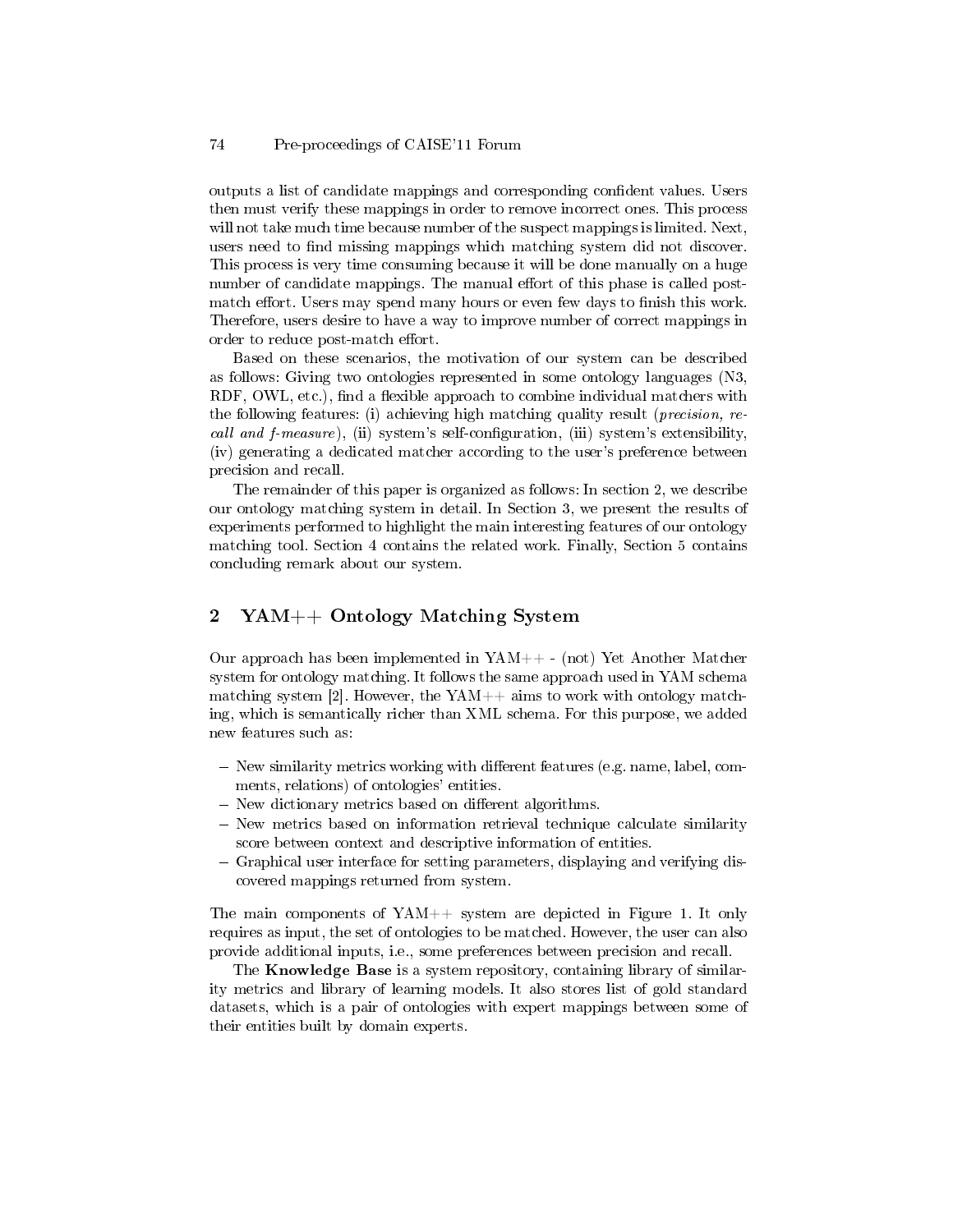outputs a list of candidate mappings and corresponding confident values. Users then must verify these mappings in order to remove incorrect ones. This process will not take much time because number of the suspect mappings is limited. Next, users need to find missing mappings which matching system did not discover. This process is very time consuming because it will be done manually on a huge number of candidate mappings. The manual effort of this phase is called post-match effort. Users may spend many hours or even few days to finish this work. Therefore, users desire to have a way to improve number of correct mappings in order to reduce post-match effort.

Based on these scenarios, the motivation of our system can be described as follows: Giving two ontologies represented in some ontology languages (N3, RDF, OWL, etc.), find a flexible approach to combine individual matchers with the following features: (i) achieving high matching quality result (*precision, recall and f-measure*), (ii) system's self-configuration, (iii) system's extensibility, (iv) generating a dedicated matcher according to the user's preference between precision and recall.

The remainder of this paper is organized as follows: In section 2, we describe our ontology matching system in detail. In Section 3, we present the results of experiments performed to highlight the main interesting features of our ontology matching tool. Section 4 contains the related work. Finally, Section 5 contains concluding remark about our system.

## 2 YAM++ Ontology Matching System

Our approach has been implemented in YAM++ - (not) Yet Another Matcher system for ontology matching. It follows the same approach used in YAM schema matching system [2]. However, the YAM++ aims to work with ontology matching, which is semantically richer than XML schema. For this purpose, we added new features such as:

- New similarity metrics working with different features (e.g. name, label, comments, relations) of ontologies' entities.
- New dictionary metrics based on different algorithms.
- New metrics based on information retrieval technique calculate similarity score between context and descriptive information of entities.
- Graphical user interface for setting parameters, displaying and verifying discovered mappings returned from system.

The main components of YAM++ system are depicted in Figure 1. It only requires as input, the set of ontologies to be matched. However, the user can also provide additional inputs, i.e., some preferences between precision and recall.

The **Knowledge Base** is a system repository, containing library of similarity metrics and library of learning models. It also stores list of gold standard datasets, which is a pair of ontologies with expert mappings between some of their entities built by domain experts.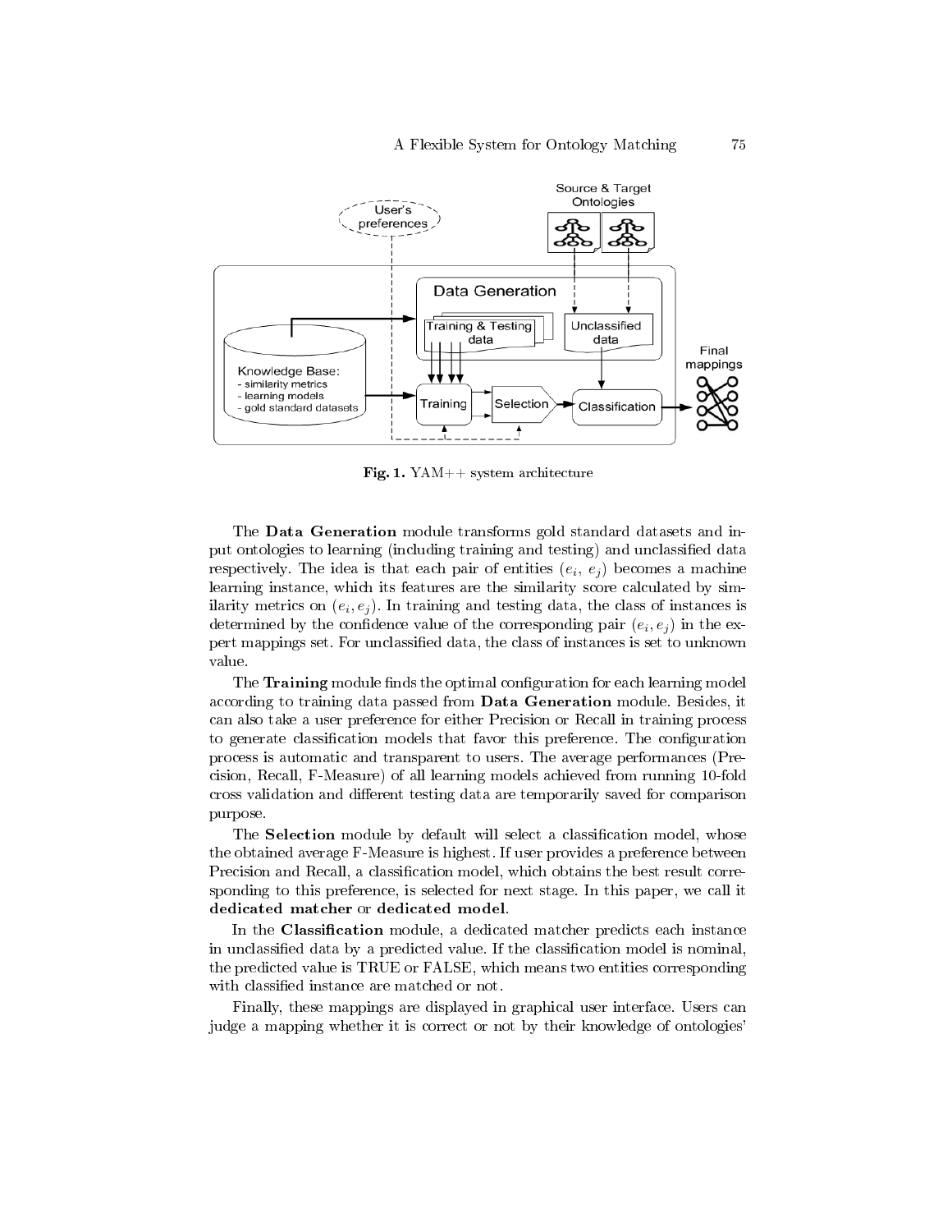Fig. 1. YAM++ system architecture

The **Data Generation** module transforms gold standard datasets and input ontologies to learning (including training and testing) and unclassified data respectively. The idea is that each pair of entities ($e_i$, $e_j$) becomes a machine learning instance, which its features are the similarity score calculated by similarity metrics on $(e_i, e_j)$. In training and testing data, the class of instances is determined by the confidence value of the corresponding pair $(e_i, e_j)$ in the expert mappings set. For unclassified data, the class of instances is set to unknown value.

The **Training** module finds the optimal configuration for each learning model according to training data passed from **Data Generation** module. Besides, it can also take a user preference for either Precision or Recall in training process to generate classification models that favor this preference. The configuration process is automatic and transparent to users. The average performances (Precision, Recall, F-Measure) of all learning models achieved from running 10-fold cross validation and different testing data are temporarily saved for comparison purpose.

The **Selection** module by default will select a classification model, whose the obtained average F-Measure is highest. If user provides a preference between Precision and Recall, a classification model, which obtains the best result corresponding to this preference, is selected for next stage. In this paper, we call it **dedicated matcher** or **dedicated model**.

In the **Classification** module, a dedicated matcher predicts each instance in unclassified data by a predicted value. If the classification model is nominal, the predicted value is TRUE or FALSE, which means two entities corresponding with classified instance are matched or not.

Finally, these mappings are displayed in graphical user interface. Users can judge a mapping whether it is correct or not by their knowledge of ontologies'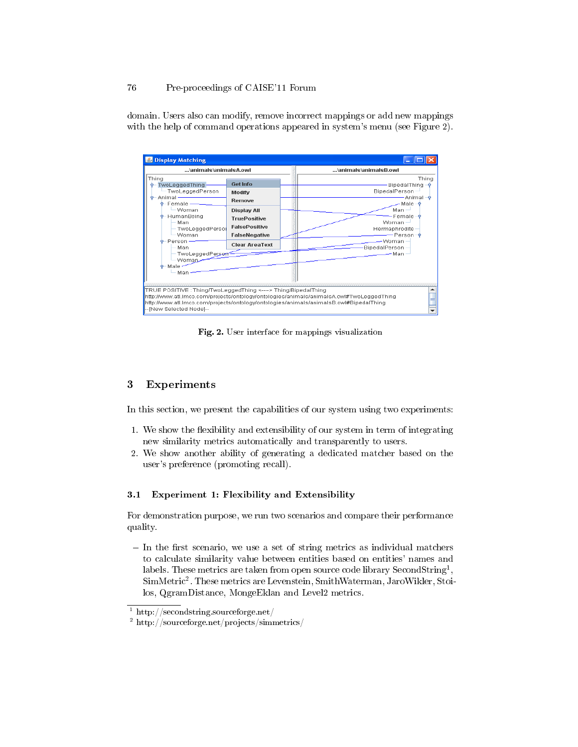domain. Users also can modify, remove incorrect mappings or add new mappings with the help of command operations appeared in system's menu (see Figure 2).

**Fig. 2.** User interface for mappings visualization

## 3 Experiments

In this section, we present the capabilities of our system using two experiments:

1. We show the flexibility and extensibility of our system in term of integrating new similarity metrics automatically and transparently to users.
2. We show another ability of generating a dedicated matcher based on the user's preference (promoting recall).

### 3.1 Experiment 1: Flexibility and Extensibility

For demonstration purpose, we run two scenarios and compare their performance quality.

– In the first scenario, we use a set of string metrics as individual matchers to calculate similarity value between entities based on entities' names and labels. These metrics are taken from open source code library SecondString[1], SimMetric[2]. These metrics are Levenstein, SmithWaterman, JaroWikler, Stoilos, QgramDistance, MongeEklan and Level2 metrics.

[1] http://secondstring.sourceforge.net/

[2] http://sourceforge.net/projects/simmetrics/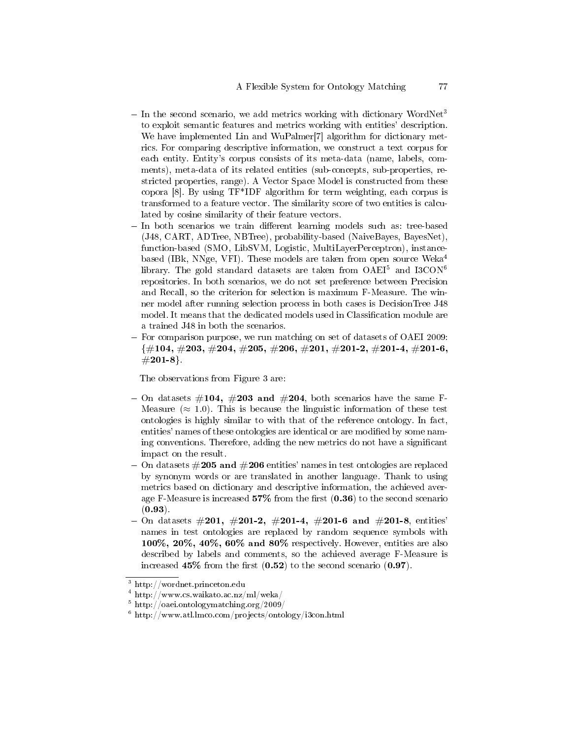- In the second scenario, we add metrics working with dictionary WordNet[3] to exploit semantic features and metrics working with entities' description. We have implemented Lin and WuPalmer[7] algorithm for dictionary metrics. For comparing descriptive information, we construct a text corpus for each entity. Entity's corpus consists of its meta-data (name, labels, comments), meta-data of its related entities (sub-concepts, sub-properties, restricted properties, range). A Vector Space Model is constructed from these copora [8]. By using TF*IDF algorithm for term weighting, each corpus is transformed to a feature vector. The similarity score of two entities is calculated by cosine similarity of their feature vectors.
- In both scenarios we train different learning models such as: tree-based (J48, CART, ADTree, NBTree), probability-based (NaiveBayes, BayesNet), function-based (SMO, LibSVM, Logistic, MultiLayerPerceptron), instance-based (IBk, NNge, VFI). These models are taken from open source Weka[4] library. The gold standard datasets are taken from OAEI[5] and I3CON[6] repositories. In both scenarios, we do not set preference between Precision and Recall, so the criterion for selection is maximum F-Measure. The winner model after running selection process in both cases is DecisionTree J48 model. It means that the dedicated models used in Classification module are a trained J48 in both the scenarios.
- For comparison purpose, we run matching on set of datasets of OAEI 2009: {**#104, #203, #204, #205, #206, #201, #201-2, #201-4, #201-6, #201-8**}.

The observations from Figure 3 are:

- On datasets **#104, #203 and #204**, both scenarios have the same F-Measure ($\approx 1.0$). This is because the linguistic information of these test ontologies is highly similar to with that of the reference ontology. In fact, entities' names of these ontologies are identical or are modified by some naming conventions. Therefore, adding the new metrics do not have a significant impact on the result.
- On datasets **#205 and #206** entities' names in test ontologies are replaced by synonym words or are translated in another language. Thank to using metrics based on dictionary and descriptive information, the achieved average F-Measure is increased **57%** from the first (**0.36**) to the second scenario (**0.93**).
- On datasets **#201, #201-2, #201-4, #201-6 and #201-8**, entities' names in test ontologies are replaced by random sequence symbols with **100%, 20%, 40%, 60% and 80%** respectively. However, entities are also described by labels and comments, so the achieved average F-Measure is increased **45%** from the first (**0.52**) to the second scenario (**0.97**).

[3] http://wordnet.princeton.edu

[4] http://www.cs.waikato.ac.nz/ml/weka/

[5] http://oaei.ontologymatching.org/2009/

[6] http://www.atl.lmco.com/projects/ontology/i3con.html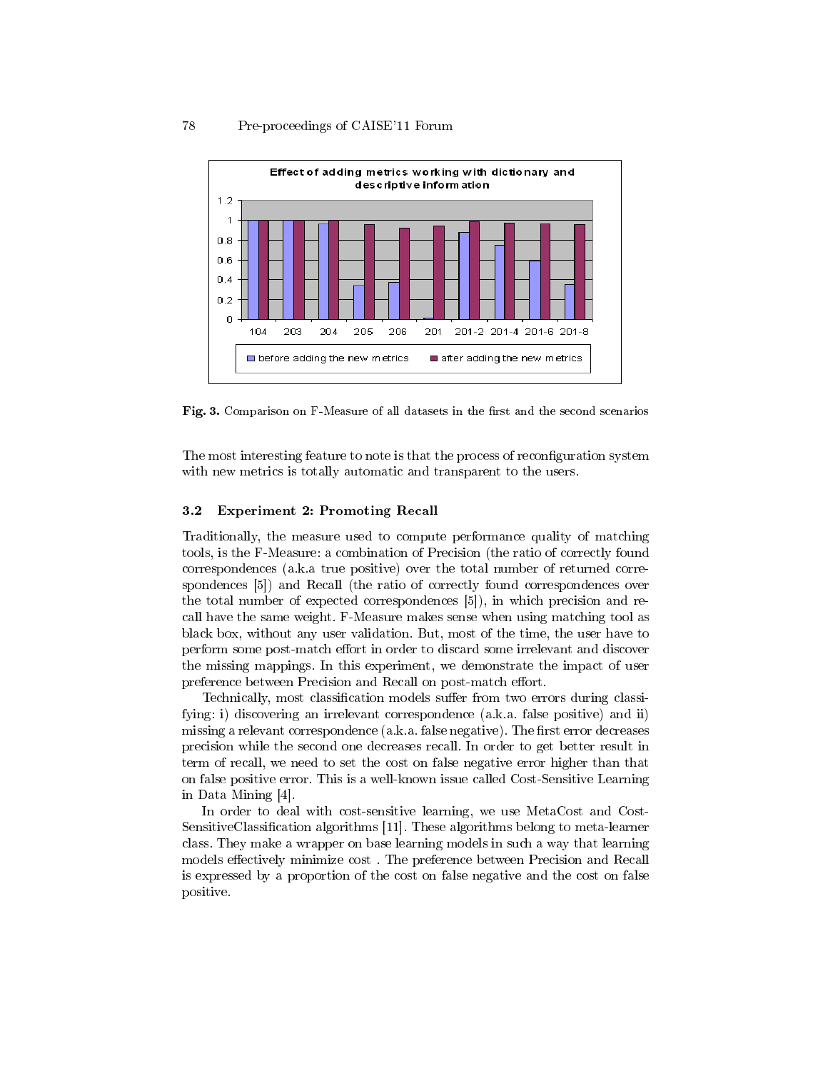**Fig. 3.** Comparison on F-Measure of all datasets in the first and the second scenarios

The most interesting feature to note is that the process of reconfiguration system with new metrics is totally automatic and transparent to the users.

### 3.2 Experiment 2: Promoting Recall

Traditionally, the measure used to compute performance quality of matching tools, is the F-Measure: a combination of Precision (the ratio of correctly found correspondences (a.k.a true positive) over the total number of returned correspondences [5]) and Recall (the ratio of correctly found correspondences over the total number of expected correspondences [5]), in which precision and recall have the same weight. F-Measure makes sense when using matching tool as black box, without any user validation. But, most of the time, the user have to perform some post-match effort in order to discard some irrelevant and discover the missing mappings. In this experiment, we demonstrate the impact of user preference between Precision and Recall on post-match effort.

Technically, most classification models suffer from two errors during classifying: i) discovering an irrelevant correspondence (a.k.a. false positive) and ii) missing a relevant correspondence (a.k.a. false negative). The first error decreases precision while the second one decreases recall. In order to get better result in term of recall, we need to set the cost on false negative error higher than that on false positive error. This is a well-known issue called Cost-Sensitive Learning in Data Mining [4].

In order to deal with cost-sensitive learning, we use MetaCost and CostSensitiveClassification algorithms [11]. These algorithms belong to meta-learner class. They make a wrapper on base learning models in such a way that learning models effectively minimize cost . The preference between Precision and Recall is expressed by a proportion of the cost on false negative and the cost on false positive.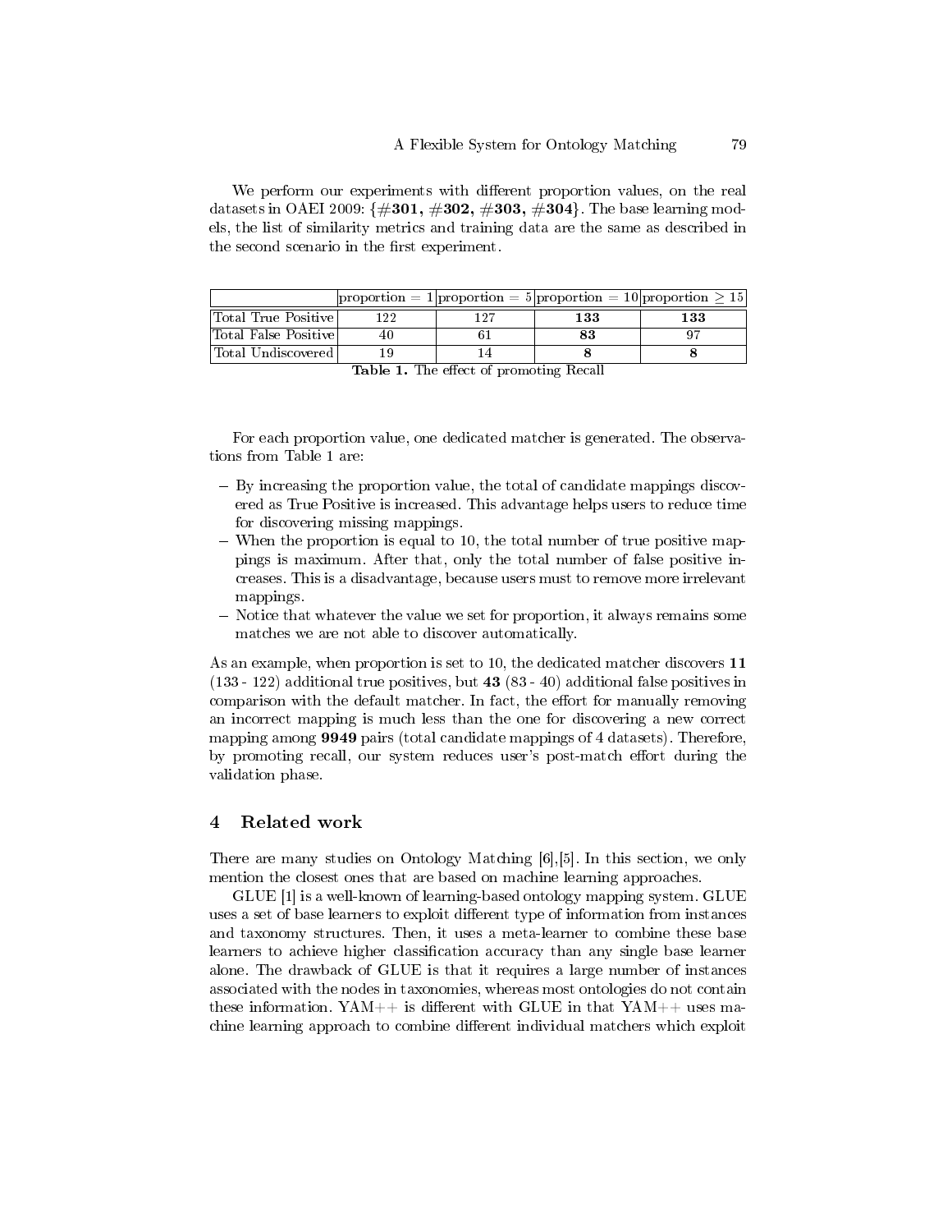We perform our experiments with different proportion values, on the real datasets in OAEI 2009: {**#301, #302, #303, #304**}. The base learning models, the list of similarity metrics and training data are the same as described in the second scenario in the first experiment.

| | proportion = 1 | proportion = 5 | proportion = 10 | proportion $\geq$ 15 |
|---|---|---|---|---|
| Total True Positive | 122 | 127 | **133** | **133** |
| Total False Positive | 40 | 61 | **83** | 97 |
| Total Undiscovered | 19 | 14 | **8** | **8** |

**Table 1.** The effect of promoting Recall

For each proportion value, one dedicated matcher is generated. The observations from Table 1 are:

- By increasing the proportion value, the total of candidate mappings discovered as True Positive is increased. This advantage helps users to reduce time for discovering missing mappings.
- When the proportion is equal to 10, the total number of true positive mappings is maximum. After that, only the total number of false positive increases. This is a disadvantage, because users must to remove more irrelevant mappings.
- Notice that whatever the value we set for proportion, it always remains some matches we are not able to discover automatically.

As an example, when proportion is set to 10, the dedicated matcher discovers **11** (133 - 122) additional true positives, but **43** (83 - 40) additional false positives in comparison with the default matcher. In fact, the effort for manually removing an incorrect mapping is much less than the one for discovering a new correct mapping among **9949** pairs (total candidate mappings of 4 datasets). Therefore, by promoting recall, our system reduces user's post-match effort during the validation phase.

## 4 Related work

There are many studies on Ontology Matching [6],[5]. In this section, we only mention the closest ones that are based on machine learning approaches.

GLUE [1] is a well-known of learning-based ontology mapping system. GLUE uses a set of base learners to exploit different type of information from instances and taxonomy structures. Then, it uses a meta-learner to combine these base learners to achieve higher classification accuracy than any single base learner alone. The drawback of GLUE is that it requires a large number of instances associated with the nodes in taxonomies, whereas most ontologies do not contain these information. YAM++ is different with GLUE in that YAM++ uses machine learning approach to combine different individual matchers which exploit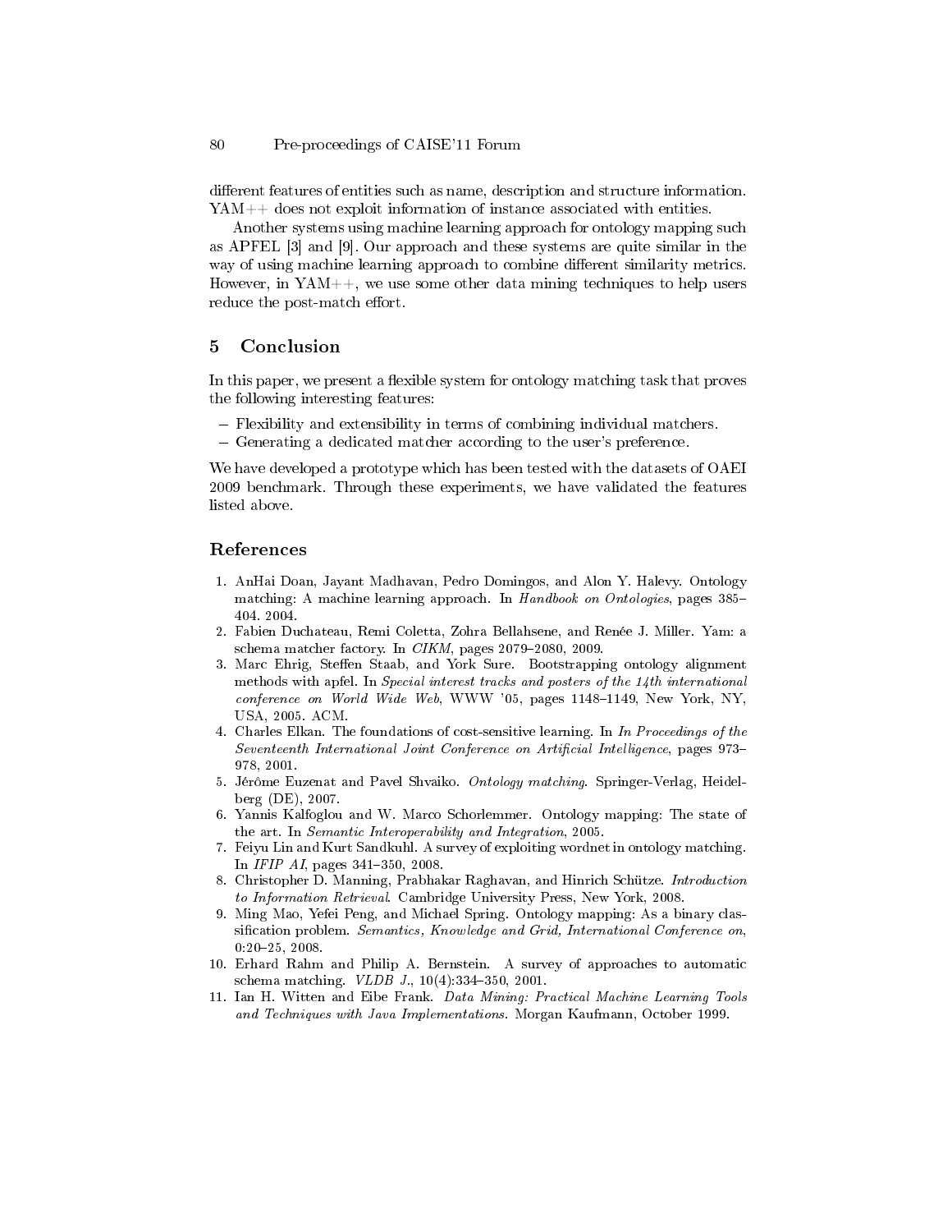different features of entities such as name, description and structure information. YAM++ does not exploit information of instance associated with entities.

Another systems using machine learning approach for ontology mapping such as APFEL [3] and [9]. Our approach and these systems are quite similar in the way of using machine learning approach to combine different similarity metrics. However, in YAM++, we use some other data mining techniques to help users reduce the post-match effort.

## 5 Conclusion

In this paper, we present a flexible system for ontology matching task that proves the following interesting features:

- Flexibility and extensibility in terms of combining individual matchers.
- Generating a dedicated matcher according to the user's preference.

We have developed a prototype which has been tested with the datasets of OAEI 2009 benchmark. Through these experiments, we have validated the features listed above.

## References

1. AnHai Doan, Jayant Madhavan, Pedro Domingos, and Alon Y. Halevy. Ontology matching: A machine learning approach. In *Handbook on Ontologies*, pages 385–404. 2004.
2. Fabien Duchateau, Remi Coletta, Zohra Bellahsene, and Renée J. Miller. Yam: a schema matcher factory. In *CIKM*, pages 2079–2080, 2009.
3. Marc Ehrig, Steffen Staab, and York Sure. Bootstrapping ontology alignment methods with apfel. In *Special interest tracks and posters of the 14th international conference on World Wide Web*, WWW '05, pages 1148–1149, New York, NY, USA, 2005. ACM.
4. Charles Elkan. The foundations of cost-sensitive learning. In *In Proceedings of the Seventeenth International Joint Conference on Artificial Intelligence*, pages 973–978, 2001.
5. Jérôme Euzenat and Pavel Shvaiko. *Ontology matching*. Springer-Verlag, Heidelberg (DE), 2007.
6. Yannis Kalfoglou and W. Marco Schorlemmer. Ontology mapping: The state of the art. In *Semantic Interoperability and Integration*, 2005.
7. Feiyu Lin and Kurt Sandkuhl. A survey of exploiting wordnet in ontology matching. In *IFIP AI*, pages 341–350, 2008.
8. Christopher D. Manning, Prabhakar Raghavan, and Hinrich Schütze. *Introduction to Information Retrieval*. Cambridge University Press, New York, 2008.
9. Ming Mao, Yefei Peng, and Michael Spring. Ontology mapping: As a binary classification problem. *Semantics, Knowledge and Grid, International Conference on*, 0:20–25, 2008.
10. Erhard Rahm and Philip A. Bernstein. A survey of approaches to automatic schema matching. *VLDB J.*, 10(4):334–350, 2001.
11. Ian H. Witten and Eibe Frank. *Data Mining: Practical Machine Learning Tools and Techniques with Java Implementations*. Morgan Kaufmann, October 1999.